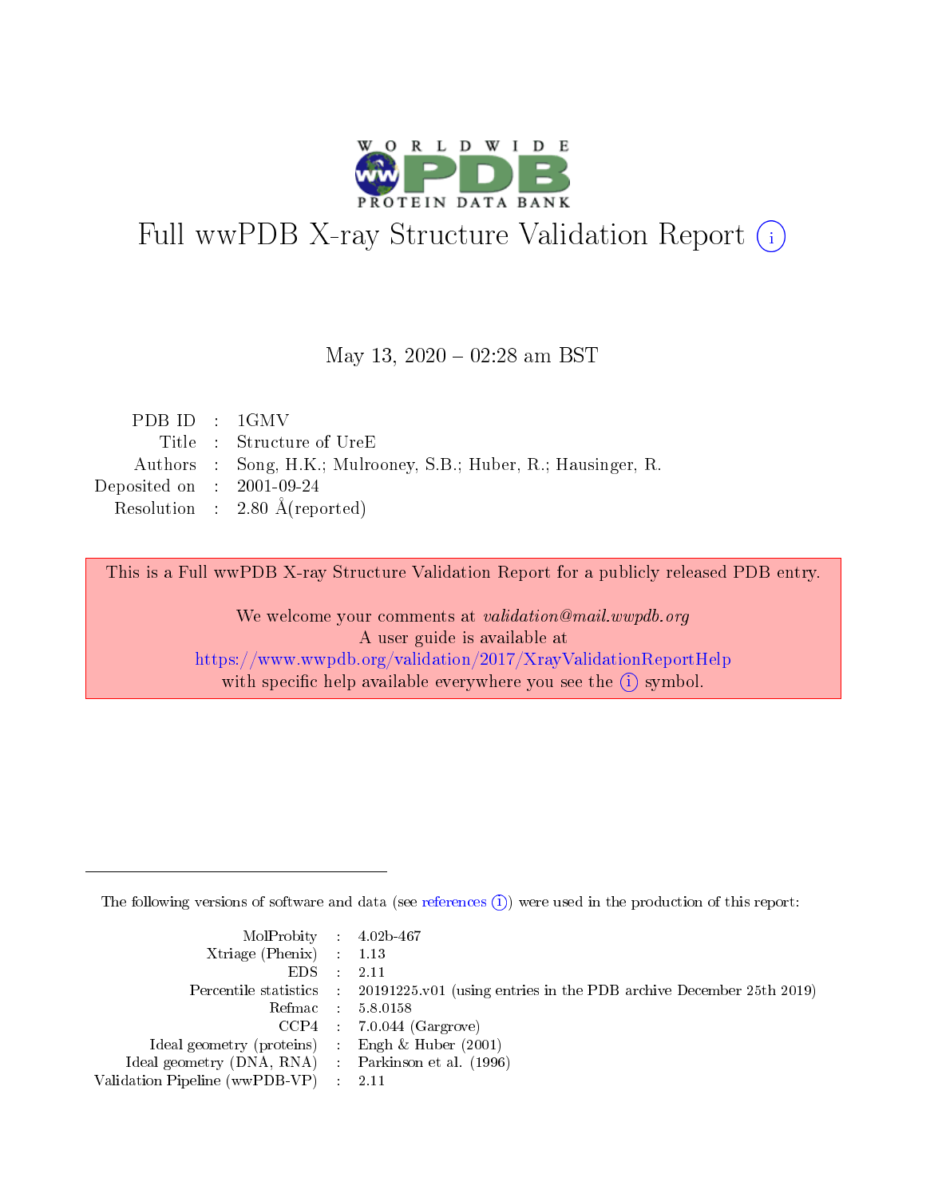# Full wwPDB X-ray Structure Validation Report (i)

May 13, 2020 – 02:28 am BST

| | | |
|---|---|---|
| PDB ID | : | 1GMV |
| Title | : | Structure of UreE |
| Authors | : | Song, H.K.; Mulrooney, S.B.; Huber, R.; Hausinger, R. |
| Deposited on | : | 2001-09-24 |
| Resolution | : | 2.80 Å(reported) |

This is a Full wwPDB X-ray Structure Validation Report for a publicly released PDB entry.

We welcome your comments at *validation@mail.wwpdb.org*
A user guide is available at
https://www.wwpdb.org/validation/2017/XrayValidationReportHelp
with specific help available everywhere you see the (i) symbol.

The following versions of software and data (see references (i)) were used in the production of this report:

| | | |
|---|---|---|
| MolProbity | : | 4.02b-467 |
| Xtriage (Phenix) | : | 1.13 |
| EDS | : | 2.11 |
| Percentile statistics | : | 20191225.v01 (using entries in the PDB archive December 25th 2019) |
| Refmac | : | 5.8.0158 |
| CCP4 | : | 7.0.044 (Gargrove) |
| Ideal geometry (proteins) | : | Engh & Huber (2001) |
| Ideal geometry (DNA, RNA) | : | Parkinson et al. (1996) |
| Validation Pipeline (wwPDB-VP) | : | 2.11 |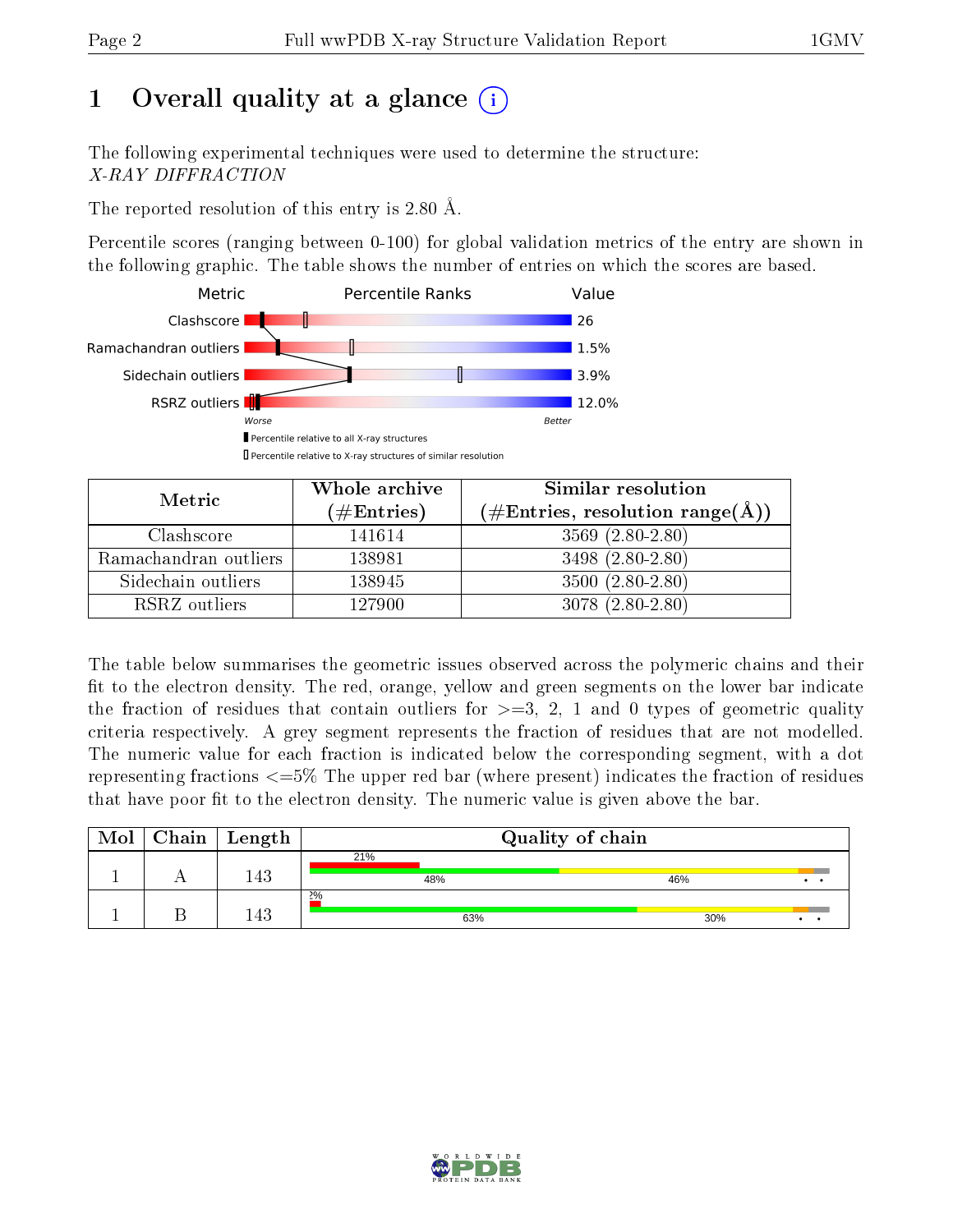# 1 Overall quality at a glance (i)

The following experimental techniques were used to determine the structure:
*X-RAY DIFFRACTION*

The reported resolution of this entry is 2.80 Å.

Percentile scores (ranging between 0-100) for global validation metrics of the entry are shown in the following graphic. The table shows the number of entries on which the scores are based.

| Metric | Value |
|---|---|
| Clashscore | 26 |
| Ramachandran outliers | 1.5% |
| Sidechain outliers | 3.9% |
| RSRZ outliers | 12.0% |

Worse — Better

Percentile relative to all X-ray structures

Percentile relative to X-ray structures of similar resolution

| Metric | Whole archive (#Entries) | Similar resolution (#Entries, resolution range(Å)) |
|---|---|---|
| Clashscore | 141614 | 3569 (2.80-2.80) |
| Ramachandran outliers | 138981 | 3498 (2.80-2.80) |
| Sidechain outliers | 138945 | 3500 (2.80-2.80) |
| RSRZ outliers | 127900 | 3078 (2.80-2.80) |

The table below summarises the geometric issues observed across the polymeric chains and their fit to the electron density. The red, orange, yellow and green segments on the lower bar indicate the fraction of residues that contain outliers for >=3, 2, 1 and 0 types of geometric quality criteria respectively. A grey segment represents the fraction of residues that are not modelled. The numeric value for each fraction is indicated below the corresponding segment, with a dot representing fractions <=5% The upper red bar (where present) indicates the fraction of residues that have poor fit to the electron density. The numeric value is given above the bar.

| Mol | Chain | Length | Quality of chain |
|---|---|---|---|
| 1 | A | 143 | 21%; 48%, 46%, •, • |
| 1 | B | 143 | 2%; 63%, 30%, •, • |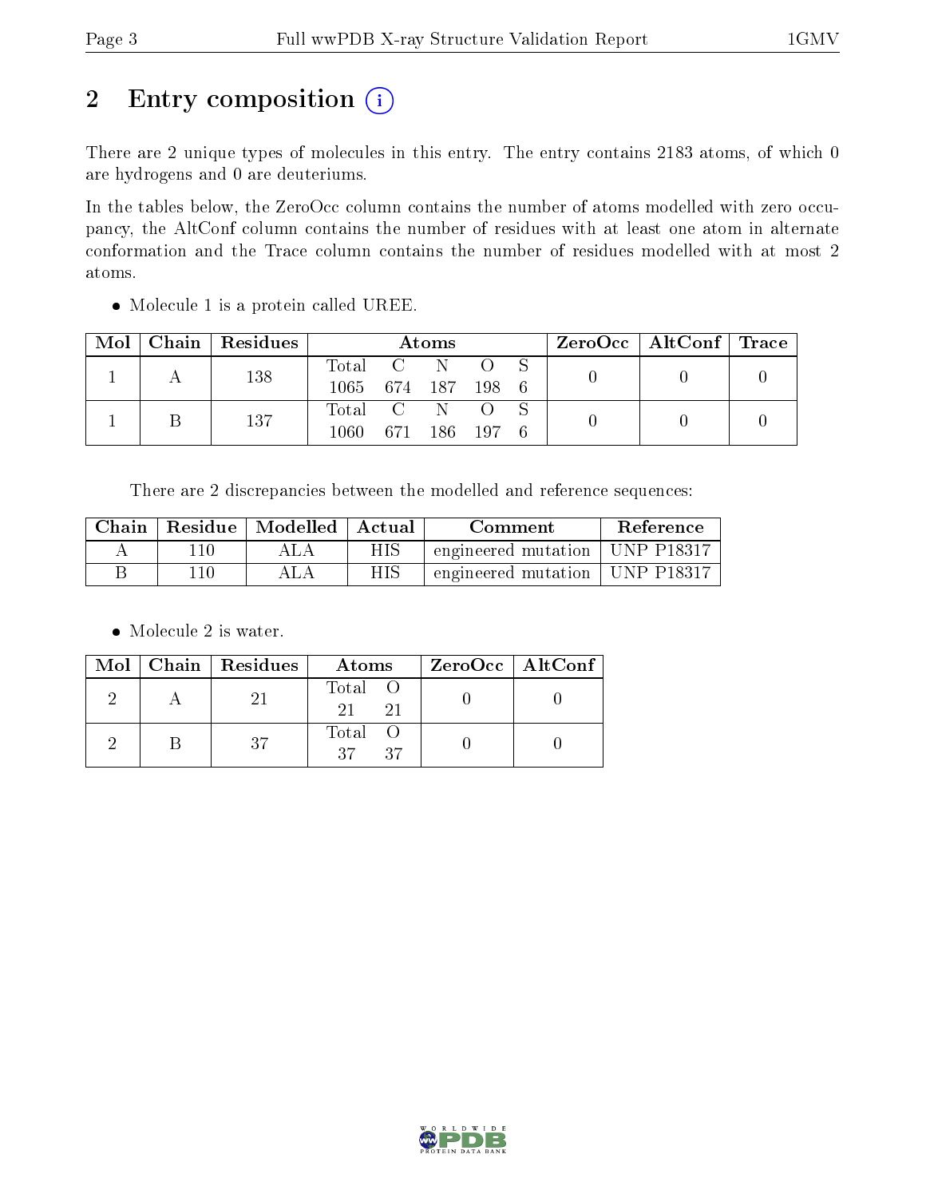# 2 Entry composition (i)

There are 2 unique types of molecules in this entry. The entry contains 2183 atoms, of which 0 are hydrogens and 0 are deuteriums.

In the tables below, the ZeroOcc column contains the number of atoms modelled with zero occupancy, the AltConf column contains the number of residues with at least one atom in alternate conformation and the Trace column contains the number of residues modelled with at most 2 atoms.

- Molecule 1 is a protein called UREE.

| Mol | Chain | Residues | Atoms | | | | | ZeroOcc | AltConf | Trace |
|---|---|---|---|---|---|---|---|---|---|---|
| 1 | A | 138 | Total<br>1065 | C<br>674 | N<br>187 | O<br>198 | S<br>6 | 0 | 0 | 0 |
| 1 | B | 137 | Total<br>1060 | C<br>671 | N<br>186 | O<br>197 | S<br>6 | 0 | 0 | 0 |

There are 2 discrepancies between the modelled and reference sequences:

| Chain | Residue | Modelled | Actual | Comment | Reference |
|---|---|---|---|---|---|
| A | 110 | ALA | HIS | engineered mutation | UNP P18317 |
| B | 110 | ALA | HIS | engineered mutation | UNP P18317 |

- Molecule 2 is water.

| Mol | Chain | Residues | Atoms | | ZeroOcc | AltConf |
|---|---|---|---|---|---|---|
| 2 | A | 21 | Total<br>21 | O<br>21 | 0 | 0 |
| 2 | B | 37 | Total<br>37 | O<br>37 | 0 | 0 |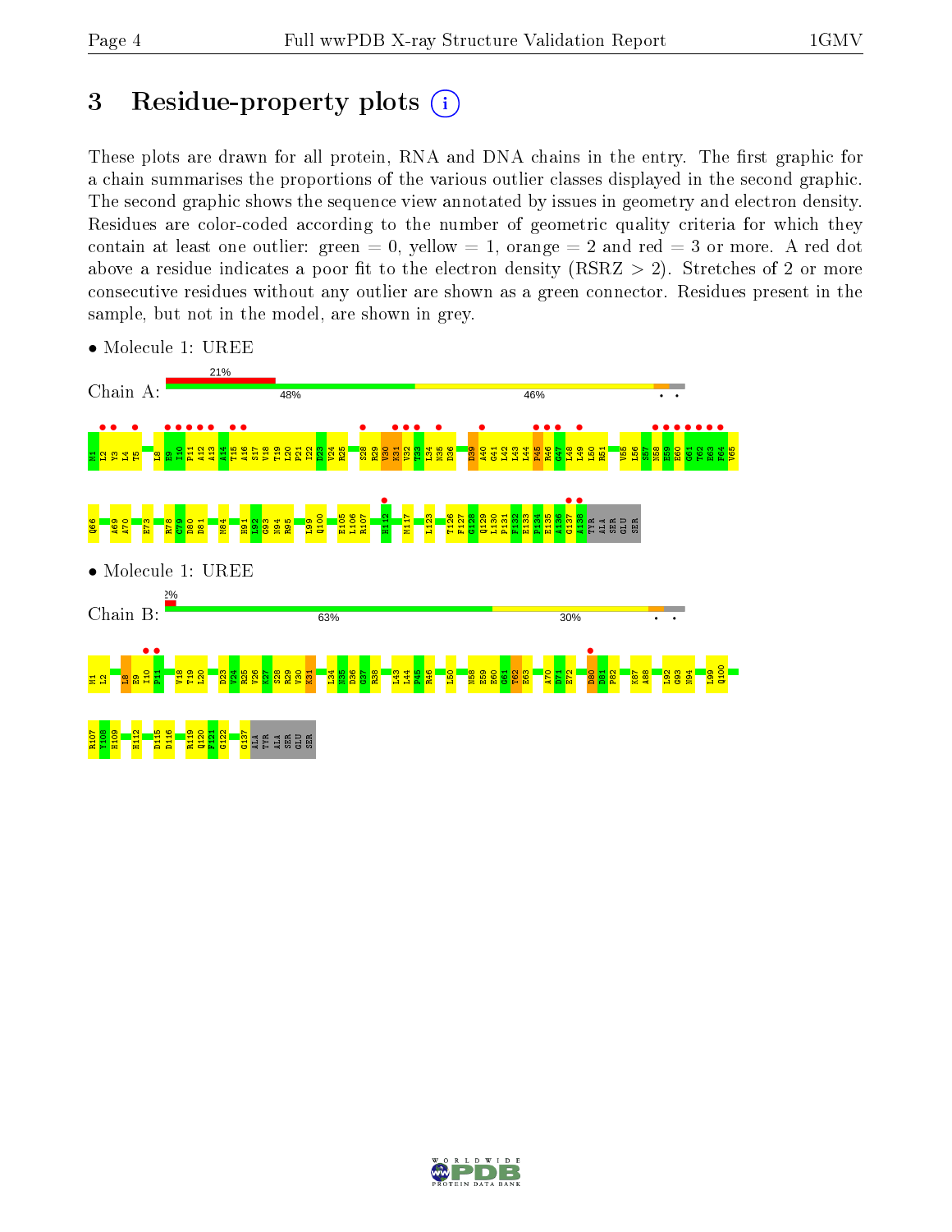# 3 Residue-property plots

These plots are drawn for all protein, RNA and DNA chains in the entry. The first graphic for a chain summarises the proportions of the various outlier classes displayed in the second graphic. The second graphic shows the sequence view annotated by issues in geometry and electron density. Residues are color-coded according to the number of geometric quality criteria for which they contain at least one outlier: green = 0, yellow = 1, orange = 2 and red = 3 or more. A red dot above a residue indicates a poor fit to the electron density (RSRZ > 2). Stretches of 2 or more consecutive residues without any outlier are shown as a green connector. Residues present in the sample, but not in the model, are shown in grey.

- Molecule 1: UREE

Chain A: 21% | 48% | 46%

M1 L2 Y3 L4 T5 L8 E9 I10 P11 A12 A13 A14 T15 A16 S17 V18 T19 I20 P21 I22 D23 V24 R25 S28 R29 V30 K31 V32 T33 L34 N35 D36 D39 A40 G41 L42 L43 L44 P45 R46 G47 L48 L49 L50 R51 V55 L56 S57 N58 R59 E60 G61 T62 E63 F64 V65 Q66 A69 A70 E73 R78 C79 D80 D81 M84 H91 L92 G93 N94 R95 L99 Q100 E105 L106 R107 H112 M117 L123 T126 F127 G128 Q129 L130 P131 F132 E133 P134 E135 A136 G137 A138 TYR ALA SER GLU SER

- Molecule 1: UREE

Chain B: 2% | 63% | 30%

M1 L2 L8 E9 I10 P11 V18 T19 L20 D23 V24 R25 V26 K27 S28 R29 V30 K31 L34 N35 D36 G37 R38 L43 L44 P45 R46 L50 N58 E59 E60 G61 T62 E63 A70 D71 E72 D80 D81 P82 K87 A88 L92 G93 N94 L99 Q100 R107 V108 H109 H112 D115 D116 R119 Q120 F121 G122 G137 ALA TYR ALA SER GLU SER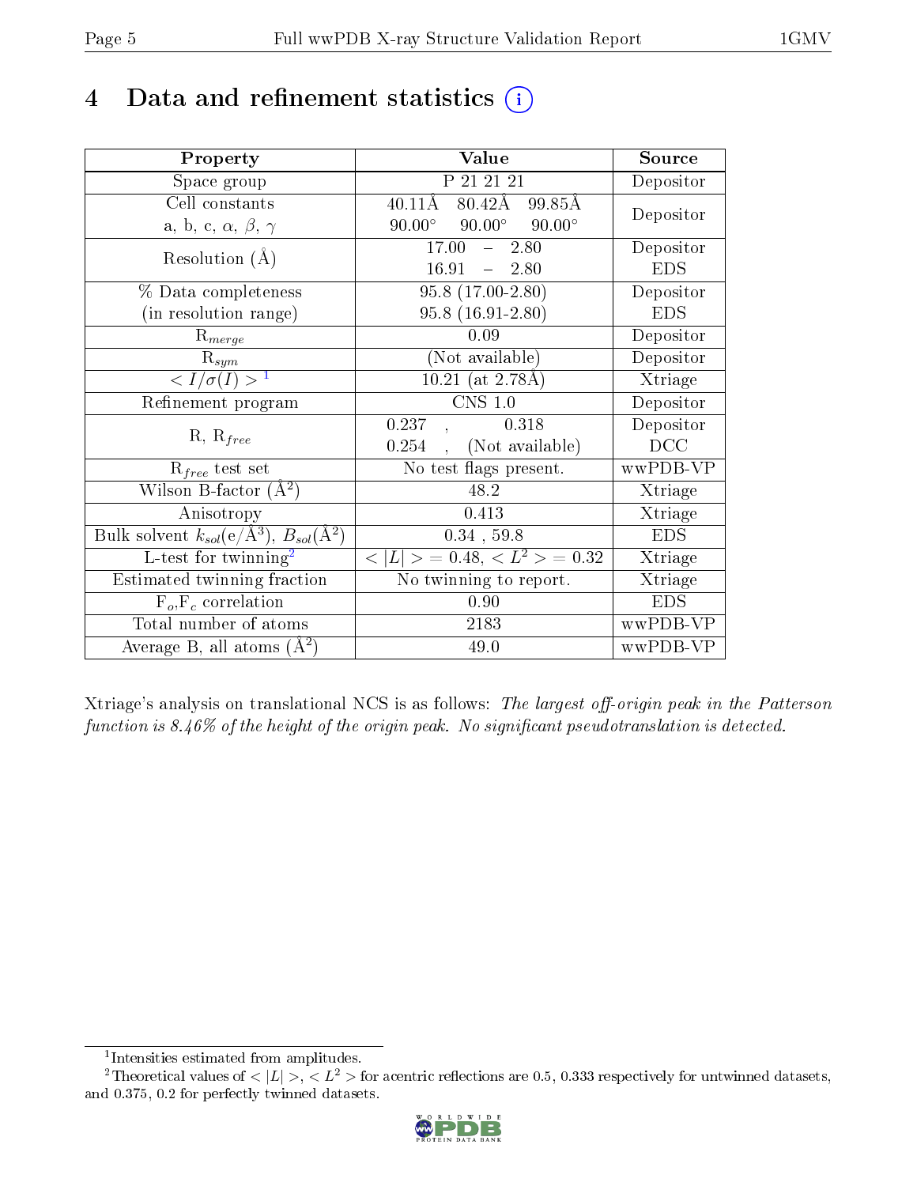# 4 Data and refinement statistics (i)

| Property | Value | Source |
|---|---|---|
| Space group | P 21 21 21 | Depositor |
| Cell constants<br>a, b, c, $\alpha$, $\beta$, $\gamma$ | 40.11Å 80.42Å 99.85Å<br>90.00° 90.00° 90.00° | Depositor |
| Resolution (Å) | 17.00 – 2.80<br>16.91 – 2.80 | Depositor<br>EDS |
| % Data completeness<br>(in resolution range) | 95.8 (17.00-2.80)<br>95.8 (16.91-2.80) | Depositor<br>EDS |
| $R_{merge}$ | 0.09 | Depositor |
| $R_{sym}$ | (Not available) | Depositor |
| $< I/\sigma(I) >$ [1] | 10.21 (at 2.78Å) | Xtriage |
| Refinement program | CNS 1.0 | Depositor |
| R, $R_{free}$ | 0.237 , 0.318<br>0.254 , (Not available) | Depositor<br>DCC |
| $R_{free}$ test set | No test flags present. | wwPDB-VP |
| Wilson B-factor (Å$^2$) | 48.2 | Xtriage |
| Anisotropy | 0.413 | Xtriage |
| Bulk solvent $k_{sol}$(e/Å$^3$), $B_{sol}$(Å$^2$) | 0.34 , 59.8 | EDS |
| L-test for twinning[2] | $< \|L\| > = 0.48$, $< L^2 > = 0.32$ | Xtriage |
| Estimated twinning fraction | No twinning to report. | Xtriage |
| $F_o$,$F_c$ correlation | 0.90 | EDS |
| Total number of atoms | 2183 | wwPDB-VP |
| Average B, all atoms (Å$^2$) | 49.0 | wwPDB-VP |

Xtriage's analysis on translational NCS is as follows: *The largest off-origin peak in the Patterson function is 8.46% of the height of the origin peak. No significant pseudotranslation is detected.*

[1] Intensities estimated from amplitudes.

[2] Theoretical values of $< |L| >$, $< L^2 >$ for acentric reflections are 0.5, 0.333 respectively for untwinned datasets, and 0.375, 0.2 for perfectly twinned datasets.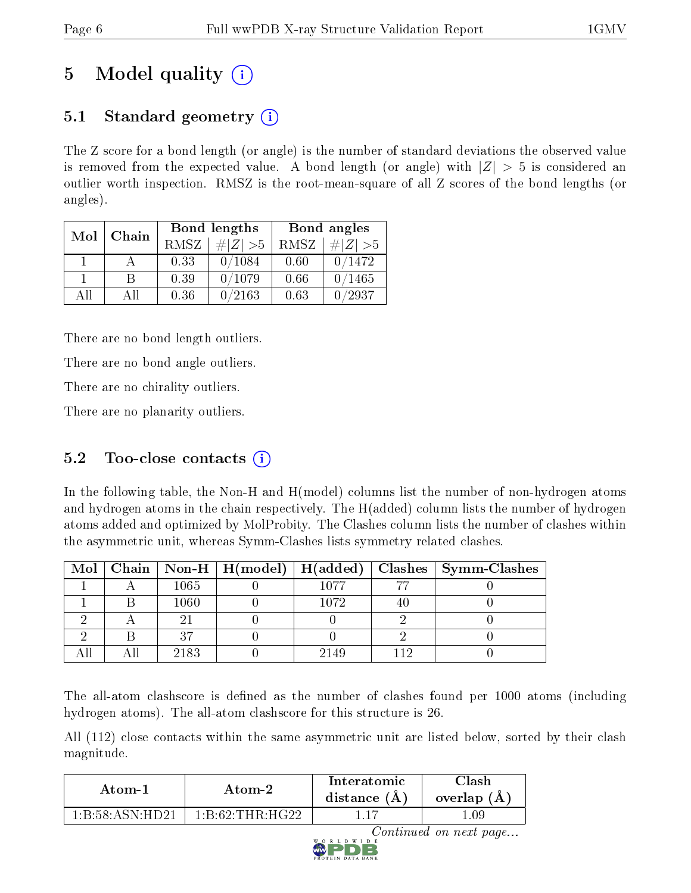# 5 Model quality (i)

## 5.1 Standard geometry (i)

The Z score for a bond length (or angle) is the number of standard deviations the observed value is removed from the expected value. A bond length (or angle) with $|Z| > 5$ is considered an outlier worth inspection. RMSZ is the root-mean-square of all Z scores of the bond lengths (or angles).

| Mol | Chain | Bond lengths | | Bond angles | |
|---|---|---|---|---|---|
| | | RMSZ | $\#|Z|>5$ | RMSZ | $\#|Z|>5$ |
| 1 | A | 0.33 | 0/1084 | 0.60 | 0/1472 |
| 1 | B | 0.39 | 0/1079 | 0.66 | 0/1465 |
| All | All | 0.36 | 0/2163 | 0.63 | 0/2937 |

There are no bond length outliers.

There are no bond angle outliers.

There are no chirality outliers.

There are no planarity outliers.

## 5.2 Too-close contacts (i)

In the following table, the Non-H and H(model) columns list the number of non-hydrogen atoms and hydrogen atoms in the chain respectively. The H(added) column lists the number of hydrogen atoms added and optimized by MolProbity. The Clashes column lists the number of clashes within the asymmetric unit, whereas Symm-Clashes lists symmetry related clashes.

| Mol | Chain | Non-H | H(model) | H(added) | Clashes | Symm-Clashes |
|---|---|---|---|---|---|---|
| 1 | A | 1065 | 0 | 1077 | 77 | 0 |
| 1 | B | 1060 | 0 | 1072 | 40 | 0 |
| 2 | A | 21 | 0 | 0 | 2 | 0 |
| 2 | B | 37 | 0 | 0 | 2 | 0 |
| All | All | 2183 | 0 | 2149 | 112 | 0 |

The all-atom clashscore is defined as the number of clashes found per 1000 atoms (including hydrogen atoms). The all-atom clashscore for this structure is 26.

All (112) close contacts within the same asymmetric unit are listed below, sorted by their clash magnitude.

| Atom-1 | Atom-2 | Interatomic distance (Å) | Clash overlap (Å) |
|---|---|---|---|
| 1:B:58:ASN:HD21 | 1:B:62:THR:HG22 | 1.17 | 1.09 |

*Continued on next page...*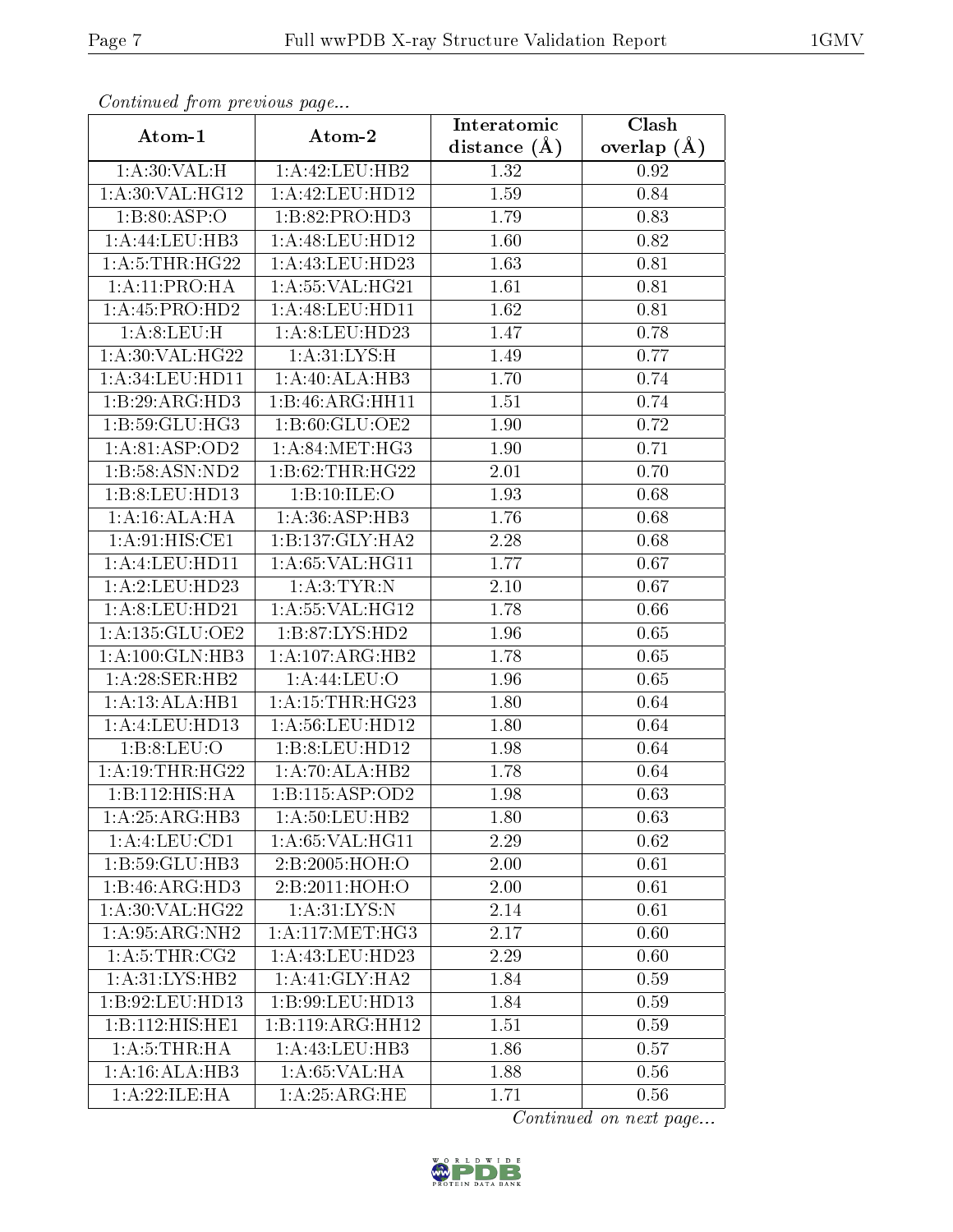*Continued from previous page...*

| Atom-1 | Atom-2 | Interatomic distance (Å) | Clash overlap (Å) |
|---|---|---|---|
| 1:A:30:VAL:H | 1:A:42:LEU:HB2 | 1.32 | 0.92 |
| 1:A:30:VAL:HG12 | 1:A:42:LEU:HD12 | 1.59 | 0.84 |
| 1:B:80:ASP:O | 1:B:82:PRO:HD3 | 1.79 | 0.83 |
| 1:A:44:LEU:HB3 | 1:A:48:LEU:HD12 | 1.60 | 0.82 |
| 1:A:5:THR:HG22 | 1:A:43:LEU:HD23 | 1.63 | 0.81 |
| 1:A:11:PRO:HA | 1:A:55:VAL:HG21 | 1.61 | 0.81 |
| 1:A:45:PRO:HD2 | 1:A:48:LEU:HD11 | 1.62 | 0.81 |
| 1:A:8:LEU:H | 1:A:8:LEU:HD23 | 1.47 | 0.78 |
| 1:A:30:VAL:HG22 | 1:A:31:LYS:H | 1.49 | 0.77 |
| 1:A:34:LEU:HD11 | 1:A:40:ALA:HB3 | 1.70 | 0.74 |
| 1:B:29:ARG:HD3 | 1:B:46:ARG:HH11 | 1.51 | 0.74 |
| 1:B:59:GLU:HG3 | 1:B:60:GLU:OE2 | 1.90 | 0.72 |
| 1:A:81:ASP:OD2 | 1:A:84:MET:HG3 | 1.90 | 0.71 |
| 1:B:58:ASN:ND2 | 1:B:62:THR:HG22 | 2.01 | 0.70 |
| 1:B:8:LEU:HD13 | 1:B:10:ILE:O | 1.93 | 0.68 |
| 1:A:16:ALA:HA | 1:A:36:ASP:HB3 | 1.76 | 0.68 |
| 1:A:91:HIS:CE1 | 1:B:137:GLY:HA2 | 2.28 | 0.68 |
| 1:A:4:LEU:HD11 | 1:A:65:VAL:HG11 | 1.77 | 0.67 |
| 1:A:2:LEU:HD23 | 1:A:3:TYR:N | 2.10 | 0.67 |
| 1:A:8:LEU:HD21 | 1:A:55:VAL:HG12 | 1.78 | 0.66 |
| 1:A:135:GLU:OE2 | 1:B:87:LYS:HD2 | 1.96 | 0.65 |
| 1:A:100:GLN:HB3 | 1:A:107:ARG:HB2 | 1.78 | 0.65 |
| 1:A:28:SER:HB2 | 1:A:44:LEU:O | 1.96 | 0.65 |
| 1:A:13:ALA:HB1 | 1:A:15:THR:HG23 | 1.80 | 0.64 |
| 1:A:4:LEU:HD13 | 1:A:56:LEU:HD12 | 1.80 | 0.64 |
| 1:B:8:LEU:O | 1:B:8:LEU:HD12 | 1.98 | 0.64 |
| 1:A:19:THR:HG22 | 1:A:70:ALA:HB2 | 1.78 | 0.64 |
| 1:B:112:HIS:HA | 1:B:115:ASP:OD2 | 1.98 | 0.63 |
| 1:A:25:ARG:HB3 | 1:A:50:LEU:HB2 | 1.80 | 0.63 |
| 1:A:4:LEU:CD1 | 1:A:65:VAL:HG11 | 2.29 | 0.62 |
| 1:B:59:GLU:HB3 | 2:B:2005:HOH:O | 2.00 | 0.61 |
| 1:B:46:ARG:HD3 | 2:B:2011:HOH:O | 2.00 | 0.61 |
| 1:A:30:VAL:HG22 | 1:A:31:LYS:N | 2.14 | 0.61 |
| 1:A:95:ARG:NH2 | 1:A:117:MET:HG3 | 2.17 | 0.60 |
| 1:A:5:THR:CG2 | 1:A:43:LEU:HD23 | 2.29 | 0.60 |
| 1:A:31:LYS:HB2 | 1:A:41:GLY:HA2 | 1.84 | 0.59 |
| 1:B:92:LEU:HD13 | 1:B:99:LEU:HD13 | 1.84 | 0.59 |
| 1:B:112:HIS:HE1 | 1:B:119:ARG:HH12 | 1.51 | 0.59 |
| 1:A:5:THR:HA | 1:A:43:LEU:HB3 | 1.86 | 0.57 |
| 1:A:16:ALA:HB3 | 1:A:65:VAL:HA | 1.88 | 0.56 |
| 1:A:22:ILE:HA | 1:A:25:ARG:HE | 1.71 | 0.56 |

*Continued on next page...*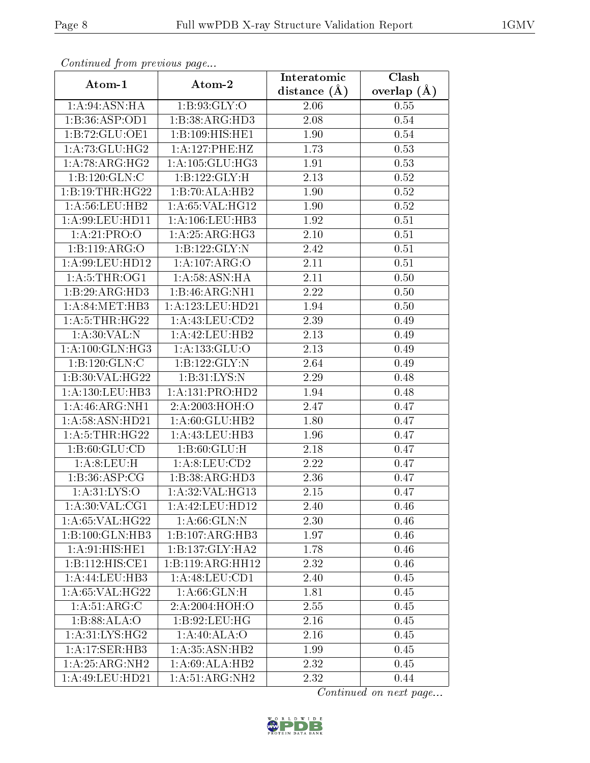*Continued from previous page...*

| Atom-1 | Atom-2 | Interatomic distance (Å) | Clash overlap (Å) |
|---|---|---|---|
| 1:A:94:ASN:HA | 1:B:93:GLY:O | 2.06 | 0.55 |
| 1:B:36:ASP:OD1 | 1:B:38:ARG:HD3 | 2.08 | 0.54 |
| 1:B:72:GLU:OE1 | 1:B:109:HIS:HE1 | 1.90 | 0.54 |
| 1:A:73:GLU:HG2 | 1:A:127:PHE:HZ | 1.73 | 0.53 |
| 1:A:78:ARG:HG2 | 1:A:105:GLU:HG3 | 1.91 | 0.53 |
| 1:B:120:GLN:C | 1:B:122:GLY:H | 2.13 | 0.52 |
| 1:B:19:THR:HG22 | 1:B:70:ALA:HB2 | 1.90 | 0.52 |
| 1:A:56:LEU:HB2 | 1:A:65:VAL:HG12 | 1.90 | 0.52 |
| 1:A:99:LEU:HD11 | 1:A:106:LEU:HB3 | 1.92 | 0.51 |
| 1:A:21:PRO:O | 1:A:25:ARG:HG3 | 2.10 | 0.51 |
| 1:B:119:ARG:O | 1:B:122:GLY:N | 2.42 | 0.51 |
| 1:A:99:LEU:HD12 | 1:A:107:ARG:O | 2.11 | 0.51 |
| 1:A:5:THR:OG1 | 1:A:58:ASN:HA | 2.11 | 0.50 |
| 1:B:29:ARG:HD3 | 1:B:46:ARG:NH1 | 2.22 | 0.50 |
| 1:A:84:MET:HB3 | 1:A:123:LEU:HD21 | 1.94 | 0.50 |
| 1:A:5:THR:HG22 | 1:A:43:LEU:CD2 | 2.39 | 0.49 |
| 1:A:30:VAL:N | 1:A:42:LEU:HB2 | 2.13 | 0.49 |
| 1:A:100:GLN:HG3 | 1:A:133:GLU:O | 2.13 | 0.49 |
| 1:B:120:GLN:C | 1:B:122:GLY:N | 2.64 | 0.49 |
| 1:B:30:VAL:HG22 | 1:B:31:LYS:N | 2.29 | 0.48 |
| 1:A:130:LEU:HB3 | 1:A:131:PRO:HD2 | 1.94 | 0.48 |
| 1:A:46:ARG:NH1 | 2:A:2003:HOH:O | 2.47 | 0.47 |
| 1:A:58:ASN:HD21 | 1:A:60:GLU:HB2 | 1.80 | 0.47 |
| 1:A:5:THR:HG22 | 1:A:43:LEU:HB3 | 1.96 | 0.47 |
| 1:B:60:GLU:CD | 1:B:60:GLU:H | 2.18 | 0.47 |
| 1:A:8:LEU:H | 1:A:8:LEU:CD2 | 2.22 | 0.47 |
| 1:B:36:ASP:CG | 1:B:38:ARG:HD3 | 2.36 | 0.47 |
| 1:A:31:LYS:O | 1:A:32:VAL:HG13 | 2.15 | 0.47 |
| 1:A:30:VAL:CG1 | 1:A:42:LEU:HD12 | 2.40 | 0.46 |
| 1:A:65:VAL:HG22 | 1:A:66:GLN:N | 2.30 | 0.46 |
| 1:B:100:GLN:HB3 | 1:B:107:ARG:HB3 | 1.97 | 0.46 |
| 1:A:91:HIS:HE1 | 1:B:137:GLY:HA2 | 1.78 | 0.46 |
| 1:B:112:HIS:CE1 | 1:B:119:ARG:HH12 | 2.32 | 0.46 |
| 1:A:44:LEU:HB3 | 1:A:48:LEU:CD1 | 2.40 | 0.45 |
| 1:A:65:VAL:HG22 | 1:A:66:GLN:H | 1.81 | 0.45 |
| 1:A:51:ARG:C | 2:A:2004:HOH:O | 2.55 | 0.45 |
| 1:B:88:ALA:O | 1:B:92:LEU:HG | 2.16 | 0.45 |
| 1:A:31:LYS:HG2 | 1:A:40:ALA:O | 2.16 | 0.45 |
| 1:A:17:SER:HB3 | 1:A:35:ASN:HB2 | 1.99 | 0.45 |
| 1:A:25:ARG:NH2 | 1:A:69:ALA:HB2 | 2.32 | 0.45 |
| 1:A:49:LEU:HD21 | 1:A:51:ARG:NH2 | 2.32 | 0.44 |

*Continued on next page...*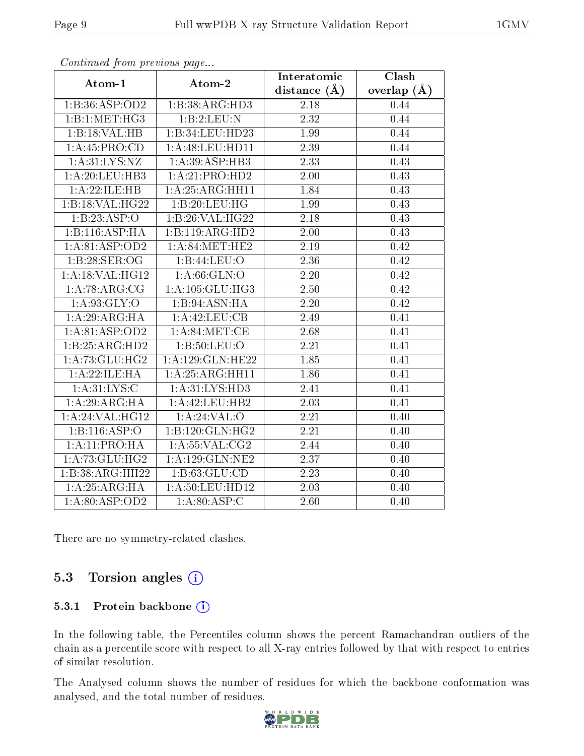*Continued from previous page...*

| Atom-1 | Atom-2 | Interatomic distance (Å) | Clash overlap (Å) |
|---|---|---|---|
| 1:B:36:ASP:OD2 | 1:B:38:ARG:HD3 | 2.18 | 0.44 |
| 1:B:1:MET:HG3 | 1:B:2:LEU:N | 2.32 | 0.44 |
| 1:B:18:VAL:HB | 1:B:34:LEU:HD23 | 1.99 | 0.44 |
| 1:A:45:PRO:CD | 1:A:48:LEU:HD11 | 2.39 | 0.44 |
| 1:A:31:LYS:NZ | 1:A:39:ASP:HB3 | 2.33 | 0.43 |
| 1:A:20:LEU:HB3 | 1:A:21:PRO:HD2 | 2.00 | 0.43 |
| 1:A:22:ILE:HB | 1:A:25:ARG:HH11 | 1.84 | 0.43 |
| 1:B:18:VAL:HG22 | 1:B:20:LEU:HG | 1.99 | 0.43 |
| 1:B:23:ASP:O | 1:B:26:VAL:HG22 | 2.18 | 0.43 |
| 1:B:116:ASP:HA | 1:B:119:ARG:HD2 | 2.00 | 0.43 |
| 1:A:81:ASP:OD2 | 1:A:84:MET:HE2 | 2.19 | 0.42 |
| 1:B:28:SER:OG | 1:B:44:LEU:O | 2.36 | 0.42 |
| 1:A:18:VAL:HG12 | 1:A:66:GLN:O | 2.20 | 0.42 |
| 1:A:78:ARG:CG | 1:A:105:GLU:HG3 | 2.50 | 0.42 |
| 1:A:93:GLY:O | 1:B:94:ASN:HA | 2.20 | 0.42 |
| 1:A:29:ARG:HA | 1:A:42:LEU:CB | 2.49 | 0.41 |
| 1:A:81:ASP:OD2 | 1:A:84:MET:CE | 2.68 | 0.41 |
| 1:B:25:ARG:HD2 | 1:B:50:LEU:O | 2.21 | 0.41 |
| 1:A:73:GLU:HG2 | 1:A:129:GLN:HE22 | 1.85 | 0.41 |
| 1:A:22:ILE:HA | 1:A:25:ARG:HH11 | 1.86 | 0.41 |
| 1:A:31:LYS:C | 1:A:31:LYS:HD3 | 2.41 | 0.41 |
| 1:A:29:ARG:HA | 1:A:42:LEU:HB2 | 2.03 | 0.41 |
| 1:A:24:VAL:HG12 | 1:A:24:VAL:O | 2.21 | 0.40 |
| 1:B:116:ASP:O | 1:B:120:GLN:HG2 | 2.21 | 0.40 |
| 1:A:11:PRO:HA | 1:A:55:VAL:CG2 | 2.44 | 0.40 |
| 1:A:73:GLU:HG2 | 1:A:129:GLN:NE2 | 2.37 | 0.40 |
| 1:B:38:ARG:HH22 | 1:B:63:GLU:CD | 2.23 | 0.40 |
| 1:A:25:ARG:HA | 1:A:50:LEU:HD12 | 2.03 | 0.40 |
| 1:A:80:ASP:OD2 | 1:A:80:ASP:C | 2.60 | 0.40 |

There are no symmetry-related clashes.

## 5.3 Torsion angles

### 5.3.1 Protein backbone

In the following table, the Percentiles column shows the percent Ramachandran outliers of the chain as a percentile score with respect to all X-ray entries followed by that with respect to entries of similar resolution.

The Analysed column shows the number of residues for which the backbone conformation was analysed, and the total number of residues.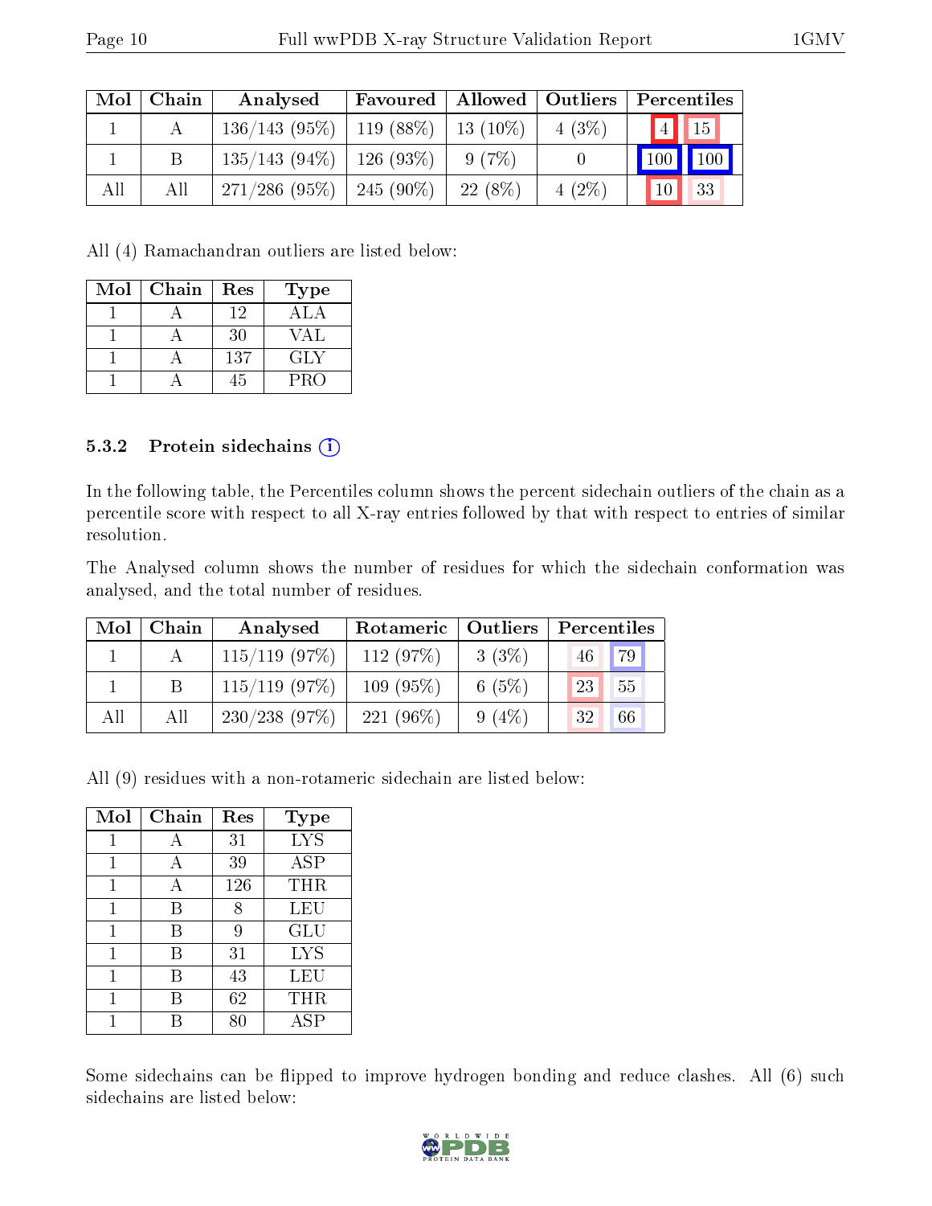| Mol | Chain | Analysed | Favoured | Allowed | Outliers | Percentiles | |
|---|---|---|---|---|---|---|---|
| 1 | A | 136/143 (95%) | 119 (88%) | 13 (10%) | 4 (3%) | 4 | 15 |
| 1 | B | 135/143 (94%) | 126 (93%) | 9 (7%) | 0 | 100 | 100 |
| All | All | 271/286 (95%) | 245 (90%) | 22 (8%) | 4 (2%) | 10 | 33 |

All (4) Ramachandran outliers are listed below:

| Mol | Chain | Res | Type |
|---|---|---|---|
| 1 | A | 12 | ALA |
| 1 | A | 30 | VAL |
| 1 | A | 137 | GLY |
| 1 | A | 45 | PRO |

### 5.3.2 Protein sidechains

In the following table, the Percentiles column shows the percent sidechain outliers of the chain as a percentile score with respect to all X-ray entries followed by that with respect to entries of similar resolution.

The Analysed column shows the number of residues for which the sidechain conformation was analysed, and the total number of residues.

| Mol | Chain | Analysed | Rotameric | Outliers | Percentiles | |
|---|---|---|---|---|---|---|
| 1 | A | 115/119 (97%) | 112 (97%) | 3 (3%) | 46 | 79 |
| 1 | B | 115/119 (97%) | 109 (95%) | 6 (5%) | 23 | 55 |
| All | All | 230/238 (97%) | 221 (96%) | 9 (4%) | 32 | 66 |

All (9) residues with a non-rotameric sidechain are listed below:

| Mol | Chain | Res | Type |
|---|---|---|---|
| 1 | A | 31 | LYS |
| 1 | A | 39 | ASP |
| 1 | A | 126 | THR |
| 1 | B | 8 | LEU |
| 1 | B | 9 | GLU |
| 1 | B | 31 | LYS |
| 1 | B | 43 | LEU |
| 1 | B | 62 | THR |
| 1 | B | 80 | ASP |

Some sidechains can be flipped to improve hydrogen bonding and reduce clashes. All (6) such sidechains are listed below: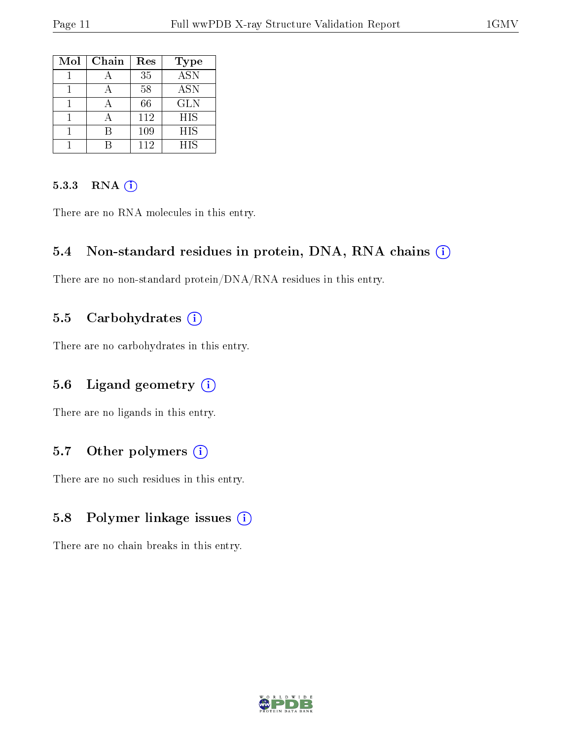| Mol | Chain | Res | Type |
|---|---|---|---|
| 1 | A | 35 | ASN |
| 1 | A | 58 | ASN |
| 1 | A | 66 | GLN |
| 1 | A | 112 | HIS |
| 1 | B | 109 | HIS |
| 1 | B | 112 | HIS |

#### 5.3.3 RNA

There are no RNA molecules in this entry.

### 5.4 Non-standard residues in protein, DNA, RNA chains

There are no non-standard protein/DNA/RNA residues in this entry.

### 5.5 Carbohydrates

There are no carbohydrates in this entry.

### 5.6 Ligand geometry

There are no ligands in this entry.

### 5.7 Other polymers

There are no such residues in this entry.

### 5.8 Polymer linkage issues

There are no chain breaks in this entry.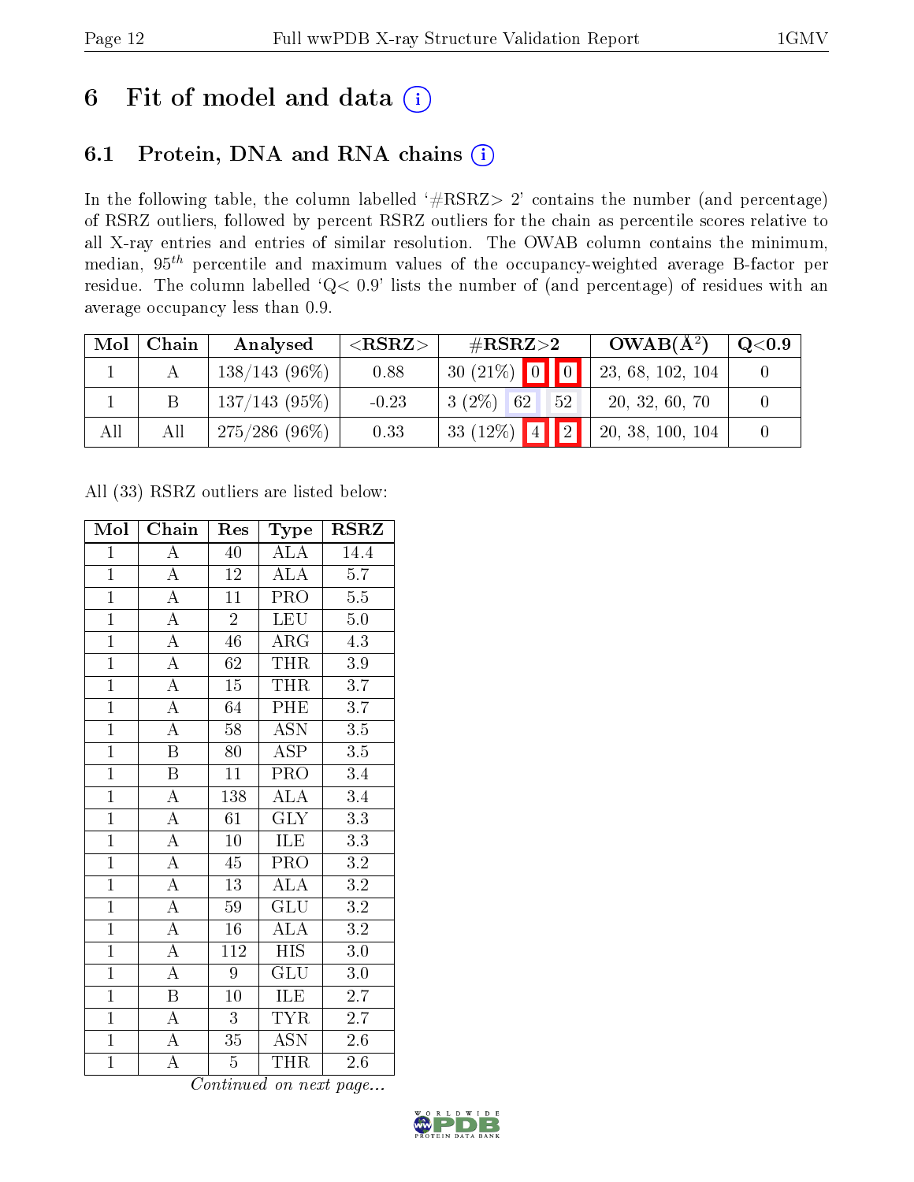# 6 Fit of model and data (i)

## 6.1 Protein, DNA and RNA chains (i)

In the following table, the column labelled '#RSRZ> 2' contains the number (and percentage) of RSRZ outliers, followed by percent RSRZ outliers for the chain as percentile scores relative to all X-ray entries and entries of similar resolution. The OWAB column contains the minimum, median, $95^{th}$ percentile and maximum values of the occupancy-weighted average B-factor per residue. The column labelled 'Q< 0.9' lists the number of (and percentage) of residues with an average occupancy less than 0.9.

| Mol | Chain | Analysed | <RSRZ> | #RSRZ>2 | | | OWAB(Å$^2$) | Q<0.9 |
|---|---|---|---|---|---|---|---|---|
| 1 | A | 138/143 (96%) | 0.88 | 30 (21%) | 0 | 0 | 23, 68, 102, 104 | 0 |
| 1 | B | 137/143 (95%) | -0.23 | 3 (2%) | 62 | 52 | 20, 32, 60, 70 | 0 |
| All | All | 275/286 (96%) | 0.33 | 33 (12%) | 4 | 2 | 20, 38, 100, 104 | 0 |

All (33) RSRZ outliers are listed below:

| Mol | Chain | Res | Type | RSRZ |
|---|---|---|---|---|
| 1 | A | 40 | ALA | 14.4 |
| 1 | A | 12 | ALA | 5.7 |
| 1 | A | 11 | PRO | 5.5 |
| 1 | A | 2 | LEU | 5.0 |
| 1 | A | 46 | ARG | 4.3 |
| 1 | A | 62 | THR | 3.9 |
| 1 | A | 15 | THR | 3.7 |
| 1 | A | 64 | PHE | 3.7 |
| 1 | A | 58 | ASN | 3.5 |
| 1 | B | 80 | ASP | 3.5 |
| 1 | B | 11 | PRO | 3.4 |
| 1 | A | 138 | ALA | 3.4 |
| 1 | A | 61 | GLY | 3.3 |
| 1 | A | 10 | ILE | 3.3 |
| 1 | A | 45 | PRO | 3.2 |
| 1 | A | 13 | ALA | 3.2 |
| 1 | A | 59 | GLU | 3.2 |
| 1 | A | 16 | ALA | 3.2 |
| 1 | A | 112 | HIS | 3.0 |
| 1 | A | 9 | GLU | 3.0 |
| 1 | B | 10 | ILE | 2.7 |
| 1 | A | 3 | TYR | 2.7 |
| 1 | A | 35 | ASN | 2.6 |
| 1 | A | 5 | THR | 2.6 |

*Continued on next page...*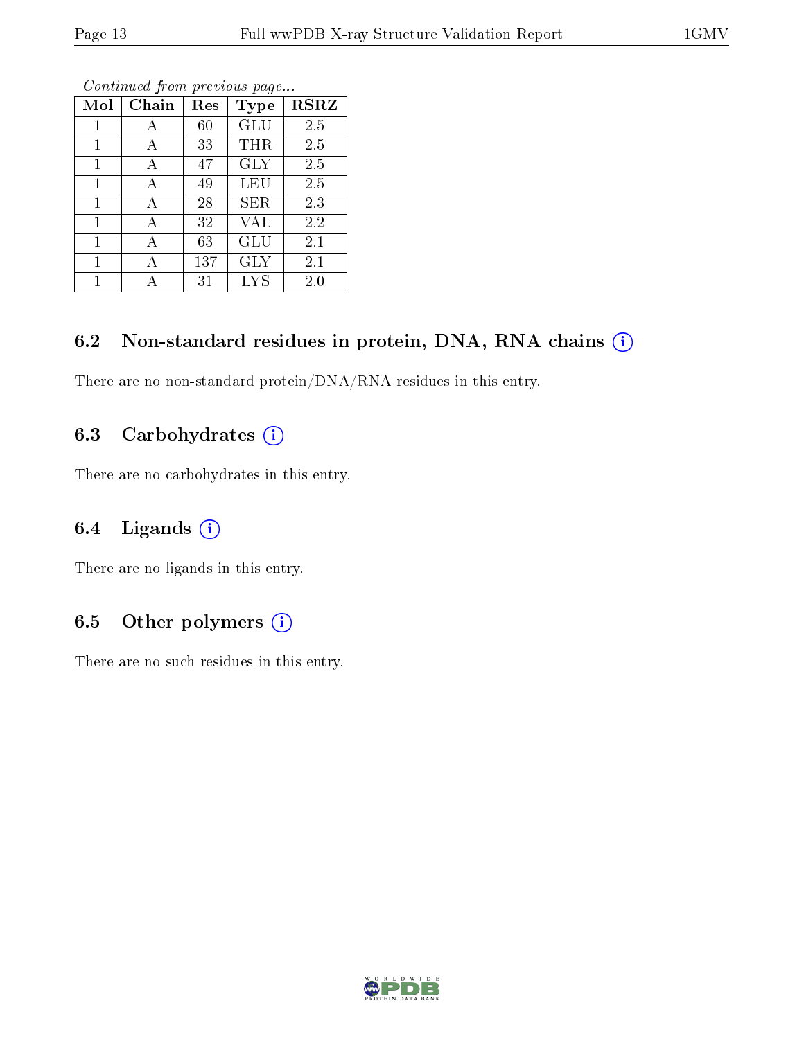*Continued from previous page...*

| Mol | Chain | Res | Type | RSRZ |
|---|---|---|---|---|
| 1 | A | 60 | GLU | 2.5 |
| 1 | A | 33 | THR | 2.5 |
| 1 | A | 47 | GLY | 2.5 |
| 1 | A | 49 | LEU | 2.5 |
| 1 | A | 28 | SER | 2.3 |
| 1 | A | 32 | VAL | 2.2 |
| 1 | A | 63 | GLU | 2.1 |
| 1 | A | 137 | GLY | 2.1 |
| 1 | A | 31 | LYS | 2.0 |

### 6.2 Non-standard residues in protein, DNA, RNA chains (i)

There are no non-standard protein/DNA/RNA residues in this entry.

### 6.3 Carbohydrates (i)

There are no carbohydrates in this entry.

### 6.4 Ligands (i)

There are no ligands in this entry.

### 6.5 Other polymers (i)

There are no such residues in this entry.